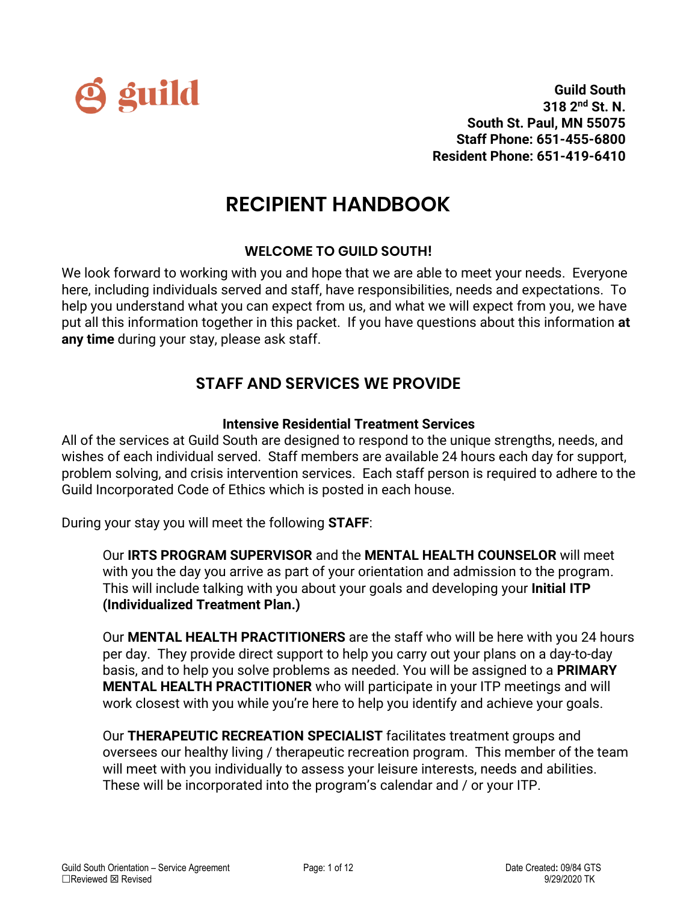guild

**Guild South**
**318 2nd St. N.**
**South St. Paul, MN 55075**
**Staff Phone: 651-455-6800**
**Resident Phone: 651-419-6410**

# RECIPIENT HANDBOOK

### WELCOME TO GUILD SOUTH!

We look forward to working with you and hope that we are able to meet your needs. Everyone here, including individuals served and staff, have responsibilities, needs and expectations. To help you understand what you can expect from us, and what we will expect from you, we have put all this information together in this packet. If you have questions about this information **at any time** during your stay, please ask staff.

## STAFF AND SERVICES WE PROVIDE

### Intensive Residential Treatment Services

All of the services at Guild South are designed to respond to the unique strengths, needs, and wishes of each individual served. Staff members are available 24 hours each day for support, problem solving, and crisis intervention services. Each staff person is required to adhere to the Guild Incorporated Code of Ethics which is posted in each house.

During your stay you will meet the following **STAFF**:

> Our **IRTS PROGRAM SUPERVISOR** and the **MENTAL HEALTH COUNSELOR** will meet with you the day you arrive as part of your orientation and admission to the program. This will include talking with you about your goals and developing your **Initial ITP (Individualized Treatment Plan.)**
>
> Our **MENTAL HEALTH PRACTITIONERS** are the staff who will be here with you 24 hours per day. They provide direct support to help you carry out your plans on a day-to-day basis, and to help you solve problems as needed. You will be assigned to a **PRIMARY MENTAL HEALTH PRACTITIONER** who will participate in your ITP meetings and will work closest with you while you're here to help you identify and achieve your goals.
>
> Our **THERAPEUTIC RECREATION SPECIALIST** facilitates treatment groups and oversees our healthy living / therapeutic recreation program. This member of the team will meet with you individually to assess your leisure interests, needs and abilities. These will be incorporated into the program's calendar and / or your ITP.

Guild South Orientation – Service Agreement
☐Reviewed ☒ Revised

Date Created: 09/84 GTS
9/29/2020 TK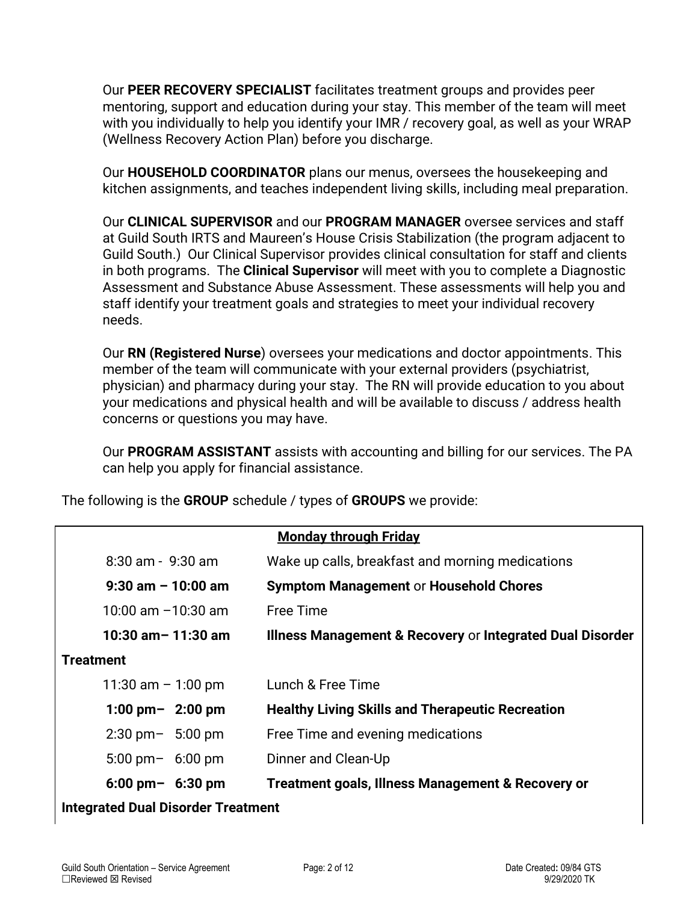Our **PEER RECOVERY SPECIALIST** facilitates treatment groups and provides peer mentoring, support and education during your stay. This member of the team will meet with you individually to help you identify your IMR / recovery goal, as well as your WRAP (Wellness Recovery Action Plan) before you discharge.

Our **HOUSEHOLD COORDINATOR** plans our menus, oversees the housekeeping and kitchen assignments, and teaches independent living skills, including meal preparation.

Our **CLINICAL SUPERVISOR** and our **PROGRAM MANAGER** oversee services and staff at Guild South IRTS and Maureen's House Crisis Stabilization (the program adjacent to Guild South.) Our Clinical Supervisor provides clinical consultation for staff and clients in both programs. The **Clinical Supervisor** will meet with you to complete a Diagnostic Assessment and Substance Abuse Assessment. These assessments will help you and staff identify your treatment goals and strategies to meet your individual recovery needs.

Our **RN (Registered Nurse**) oversees your medications and doctor appointments. This member of the team will communicate with your external providers (psychiatrist, physician) and pharmacy during your stay. The RN will provide education to you about your medications and physical health and will be available to discuss / address health concerns or questions you may have.

Our **PROGRAM ASSISTANT** assists with accounting and billing for our services. The PA can help you apply for financial assistance.

The following is the **GROUP** schedule / types of **GROUPS** we provide:

| **Monday through Friday** | |
|---|---|
| 8:30 am - 9:30 am | Wake up calls, breakfast and morning medications |
| **9:30 am – 10:00 am** | **Symptom Management** or **Household Chores** |
| 10:00 am –10:30 am | Free Time |
| **10:30 am– 11:30 am** | **Illness Management & Recovery** or **Integrated Dual Disorder Treatment** |
| 11:30 am – 1:00 pm | Lunch & Free Time |
| **1:00 pm– 2:00 pm** | **Healthy Living Skills and Therapeutic Recreation** |
| 2:30 pm– 5:00 pm | Free Time and evening medications |
| 5:00 pm– 6:00 pm | Dinner and Clean-Up |
| **6:00 pm– 6:30 pm** | **Treatment goals, Illness Management & Recovery or Integrated Dual Disorder Treatment** |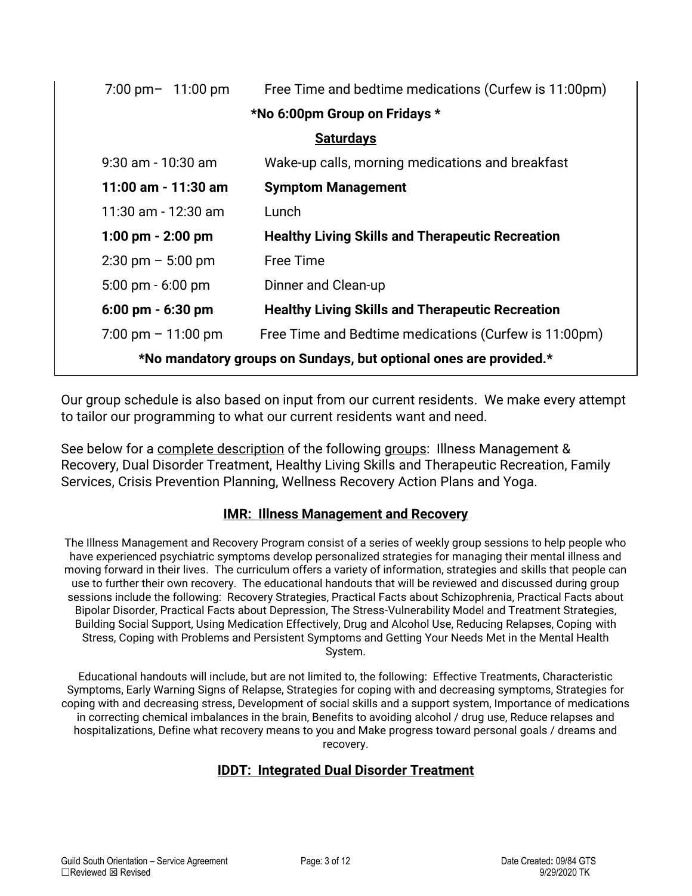| | |
|---|---|
| 7:00 pm– 11:00 pm | Free Time and bedtime medications (Curfew is 11:00pm) |

**\*No 6:00pm Group on Fridays \***

**<u>Saturdays</u>**

| | |
|---|---|
| 9:30 am - 10:30 am | Wake-up calls, morning medications and breakfast |
| **11:00 am - 11:30 am** | **Symptom Management** |
| 11:30 am - 12:30 am | Lunch |
| **1:00 pm - 2:00 pm** | **Healthy Living Skills and Therapeutic Recreation** |
| 2:30 pm – 5:00 pm | Free Time |
| 5:00 pm - 6:00 pm | Dinner and Clean-up |
| **6:00 pm - 6:30 pm** | **Healthy Living Skills and Therapeutic Recreation** |
| 7:00 pm – 11:00 pm | Free Time and Bedtime medications (Curfew is 11:00pm) |

**\*No mandatory groups on Sundays, but optional ones are provided.\***

Our group schedule is also based on input from our current residents. We make every attempt to tailor our programming to what our current residents want and need.

See below for a <u>complete description</u> of the following <u>groups</u>: Illness Management & Recovery, Dual Disorder Treatment, Healthy Living Skills and Therapeutic Recreation, Family Services, Crisis Prevention Planning, Wellness Recovery Action Plans and Yoga.

## <u>IMR: Illness Management and Recovery</u>

The Illness Management and Recovery Program consist of a series of weekly group sessions to help people who have experienced psychiatric symptoms develop personalized strategies for managing their mental illness and moving forward in their lives. The curriculum offers a variety of information, strategies and skills that people can use to further their own recovery. The educational handouts that will be reviewed and discussed during group sessions include the following: Recovery Strategies, Practical Facts about Schizophrenia, Practical Facts about Bipolar Disorder, Practical Facts about Depression, The Stress-Vulnerability Model and Treatment Strategies, Building Social Support, Using Medication Effectively, Drug and Alcohol Use, Reducing Relapses, Coping with Stress, Coping with Problems and Persistent Symptoms and Getting Your Needs Met in the Mental Health System.

Educational handouts will include, but are not limited to, the following: Effective Treatments, Characteristic Symptoms, Early Warning Signs of Relapse, Strategies for coping with and decreasing symptoms, Strategies for coping with and decreasing stress, Development of social skills and a support system, Importance of medications in correcting chemical imbalances in the brain, Benefits to avoiding alcohol / drug use, Reduce relapses and hospitalizations, Define what recovery means to you and Make progress toward personal goals / dreams and recovery.

## <u>IDDT: Integrated Dual Disorder Treatment</u>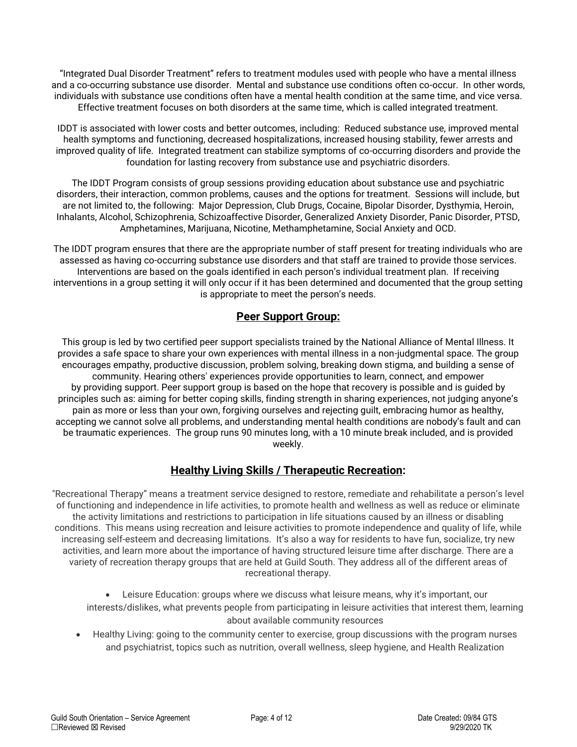"Integrated Dual Disorder Treatment" refers to treatment modules used with people who have a mental illness and a co-occurring substance use disorder. Mental and substance use conditions often co-occur. In other words, individuals with substance use conditions often have a mental health condition at the same time, and vice versa. Effective treatment focuses on both disorders at the same time, which is called integrated treatment.

IDDT is associated with lower costs and better outcomes, including: Reduced substance use, improved mental health symptoms and functioning, decreased hospitalizations, increased housing stability, fewer arrests and improved quality of life. Integrated treatment can stabilize symptoms of co-occurring disorders and provide the foundation for lasting recovery from substance use and psychiatric disorders.

The IDDT Program consists of group sessions providing education about substance use and psychiatric disorders, their interaction, common problems, causes and the options for treatment. Sessions will include, but are not limited to, the following: Major Depression, Club Drugs, Cocaine, Bipolar Disorder, Dysthymia, Heroin, Inhalants, Alcohol, Schizophrenia, Schizoaffective Disorder, Generalized Anxiety Disorder, Panic Disorder, PTSD, Amphetamines, Marijuana, Nicotine, Methamphetamine, Social Anxiety and OCD.

The IDDT program ensures that there are the appropriate number of staff present for treating individuals who are assessed as having co-occurring substance use disorders and that staff are trained to provide those services. Interventions are based on the goals identified in each person's individual treatment plan. If receiving interventions in a group setting it will only occur if it has been determined and documented that the group setting is appropriate to meet the person's needs.

## Peer Support Group:

This group is led by two certified peer support specialists trained by the National Alliance of Mental Illness. It provides a safe space to share your own experiences with mental illness in a non-judgmental space. The group encourages empathy, productive discussion, problem solving, breaking down stigma, and building a sense of community. Hearing others' experiences provide opportunities to learn, connect, and empower by providing support. Peer support group is based on the hope that recovery is possible and is guided by principles such as: aiming for better coping skills, finding strength in sharing experiences, not judging anyone's pain as more or less than your own, forgiving ourselves and rejecting guilt, embracing humor as healthy, accepting we cannot solve all problems, and understanding mental health conditions are nobody's fault and can be traumatic experiences. The group runs 90 minutes long, with a 10 minute break included, and is provided weekly.

## Healthy Living Skills / Therapeutic Recreation:

"Recreational Therapy" means a treatment service designed to restore, remediate and rehabilitate a person's level of functioning and independence in life activities, to promote health and wellness as well as reduce or eliminate the activity limitations and restrictions to participation in life situations caused by an illness or disabling conditions. This means using recreation and leisure activities to promote independence and quality of life, while increasing self-esteem and decreasing limitations. It's also a way for residents to have fun, socialize, try new activities, and learn more about the importance of having structured leisure time after discharge. There are a variety of recreation therapy groups that are held at Guild South. They address all of the different areas of recreational therapy.

- Leisure Education: groups where we discuss what leisure means, why it's important, our interests/dislikes, what prevents people from participating in leisure activities that interest them, learning about available community resources
- Healthy Living: going to the community center to exercise, group discussions with the program nurses and psychiatrist, topics such as nutrition, overall wellness, sleep hygiene, and Health Realization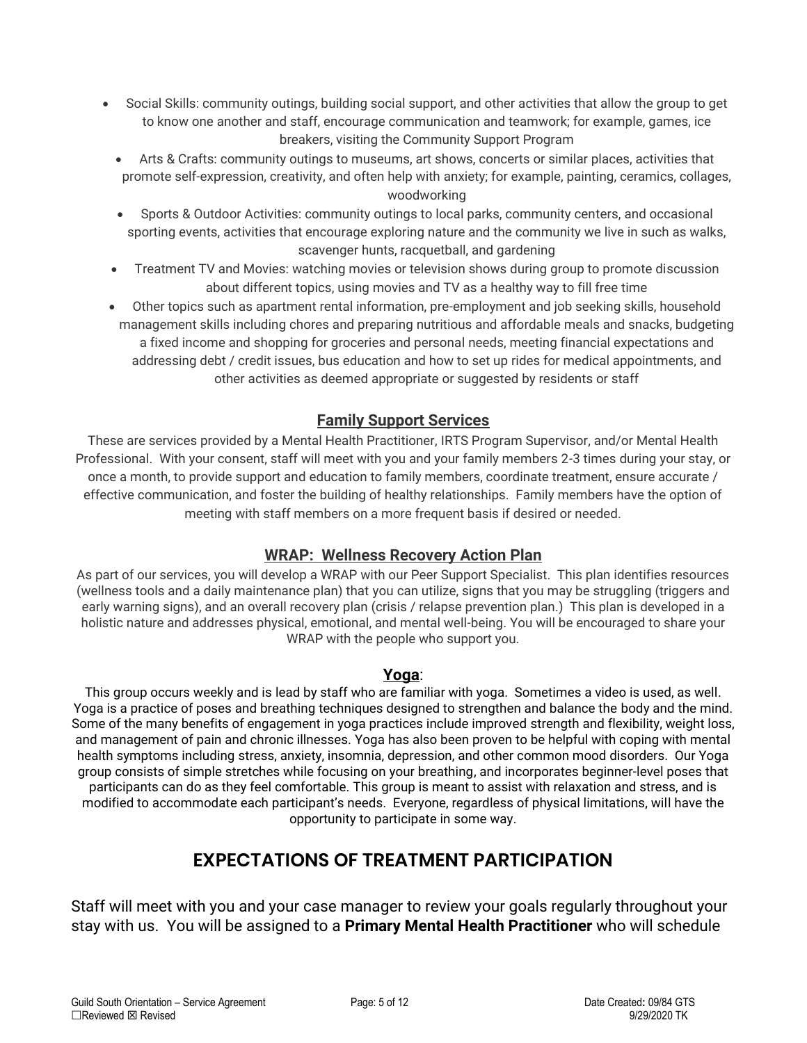- Social Skills: community outings, building social support, and other activities that allow the group to get to know one another and staff, encourage communication and teamwork; for example, games, ice breakers, visiting the Community Support Program
- Arts & Crafts: community outings to museums, art shows, concerts or similar places, activities that promote self-expression, creativity, and often help with anxiety; for example, painting, ceramics, collages, woodworking
- Sports & Outdoor Activities: community outings to local parks, community centers, and occasional sporting events, activities that encourage exploring nature and the community we live in such as walks, scavenger hunts, racquetball, and gardening
- Treatment TV and Movies: watching movies or television shows during group to promote discussion about different topics, using movies and TV as a healthy way to fill free time
- Other topics such as apartment rental information, pre-employment and job seeking skills, household management skills including chores and preparing nutritious and affordable meals and snacks, budgeting a fixed income and shopping for groceries and personal needs, meeting financial expectations and addressing debt / credit issues, bus education and how to set up rides for medical appointments, and other activities as deemed appropriate or suggested by residents or staff

### **Family Support Services**

These are services provided by a Mental Health Practitioner, IRTS Program Supervisor, and/or Mental Health Professional. With your consent, staff will meet with you and your family members 2-3 times during your stay, or once a month, to provide support and education to family members, coordinate treatment, ensure accurate / effective communication, and foster the building of healthy relationships. Family members have the option of meeting with staff members on a more frequent basis if desired or needed.

### **WRAP: Wellness Recovery Action Plan**

As part of our services, you will develop a WRAP with our Peer Support Specialist. This plan identifies resources (wellness tools and a daily maintenance plan) that you can utilize, signs that you may be struggling (triggers and early warning signs), and an overall recovery plan (crisis / relapse prevention plan.) This plan is developed in a holistic nature and addresses physical, emotional, and mental well-being. You will be encouraged to share your WRAP with the people who support you.

### **Yoga**:

This group occurs weekly and is lead by staff who are familiar with yoga. Sometimes a video is used, as well. Yoga is a practice of poses and breathing techniques designed to strengthen and balance the body and the mind. Some of the many benefits of engagement in yoga practices include improved strength and flexibility, weight loss, and management of pain and chronic illnesses. Yoga has also been proven to be helpful with coping with mental health symptoms including stress, anxiety, insomnia, depression, and other common mood disorders. Our Yoga group consists of simple stretches while focusing on your breathing, and incorporates beginner-level poses that participants can do as they feel comfortable. This group is meant to assist with relaxation and stress, and is modified to accommodate each participant's needs. Everyone, regardless of physical limitations, will have the opportunity to participate in some way.

## EXPECTATIONS OF TREATMENT PARTICIPATION

Staff will meet with you and your case manager to review your goals regularly throughout your stay with us. You will be assigned to a **Primary Mental Health Practitioner** who will schedule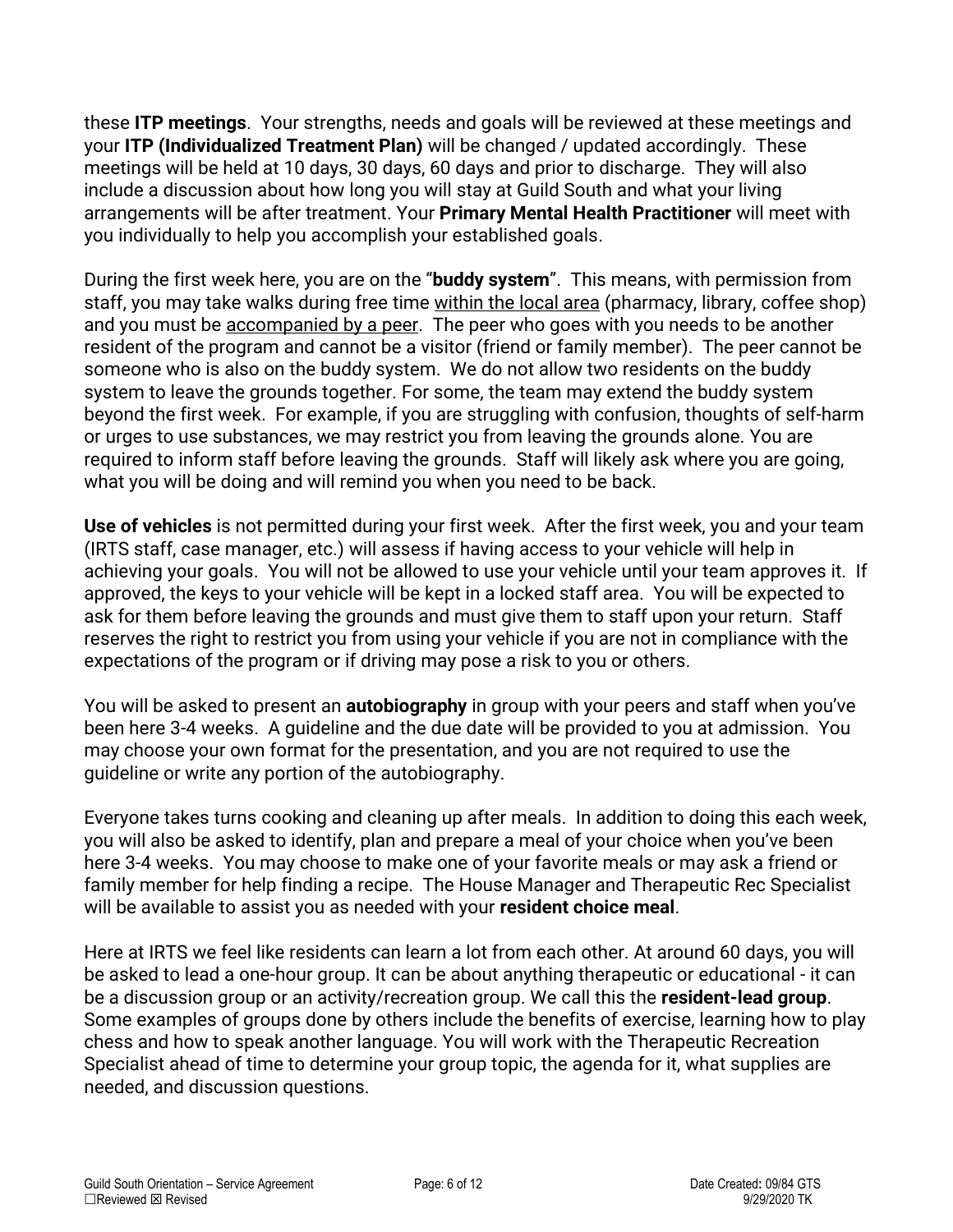these **ITP meetings**. Your strengths, needs and goals will be reviewed at these meetings and your **ITP (Individualized Treatment Plan)** will be changed / updated accordingly. These meetings will be held at 10 days, 30 days, 60 days and prior to discharge. They will also include a discussion about how long you will stay at Guild South and what your living arrangements will be after treatment. Your **Primary Mental Health Practitioner** will meet with you individually to help you accomplish your established goals.

During the first week here, you are on the "**buddy system**". This means, with permission from staff, you may take walks during free time <u>within the local area</u> (pharmacy, library, coffee shop) and you must be <u>accompanied by a peer</u>. The peer who goes with you needs to be another resident of the program and cannot be a visitor (friend or family member). The peer cannot be someone who is also on the buddy system. We do not allow two residents on the buddy system to leave the grounds together. For some, the team may extend the buddy system beyond the first week. For example, if you are struggling with confusion, thoughts of self-harm or urges to use substances, we may restrict you from leaving the grounds alone. You are required to inform staff before leaving the grounds. Staff will likely ask where you are going, what you will be doing and will remind you when you need to be back.

**Use of vehicles** is not permitted during your first week. After the first week, you and your team (IRTS staff, case manager, etc.) will assess if having access to your vehicle will help in achieving your goals. You will not be allowed to use your vehicle until your team approves it. If approved, the keys to your vehicle will be kept in a locked staff area. You will be expected to ask for them before leaving the grounds and must give them to staff upon your return. Staff reserves the right to restrict you from using your vehicle if you are not in compliance with the expectations of the program or if driving may pose a risk to you or others.

You will be asked to present an **autobiography** in group with your peers and staff when you've been here 3-4 weeks. A guideline and the due date will be provided to you at admission. You may choose your own format for the presentation, and you are not required to use the guideline or write any portion of the autobiography.

Everyone takes turns cooking and cleaning up after meals. In addition to doing this each week, you will also be asked to identify, plan and prepare a meal of your choice when you've been here 3-4 weeks. You may choose to make one of your favorite meals or may ask a friend or family member for help finding a recipe. The House Manager and Therapeutic Rec Specialist will be available to assist you as needed with your **resident choice meal**.

Here at IRTS we feel like residents can learn a lot from each other. At around 60 days, you will be asked to lead a one-hour group. It can be about anything therapeutic or educational - it can be a discussion group or an activity/recreation group. We call this the **resident-lead group**. Some examples of groups done by others include the benefits of exercise, learning how to play chess and how to speak another language. You will work with the Therapeutic Recreation Specialist ahead of time to determine your group topic, the agenda for it, what supplies are needed, and discussion questions.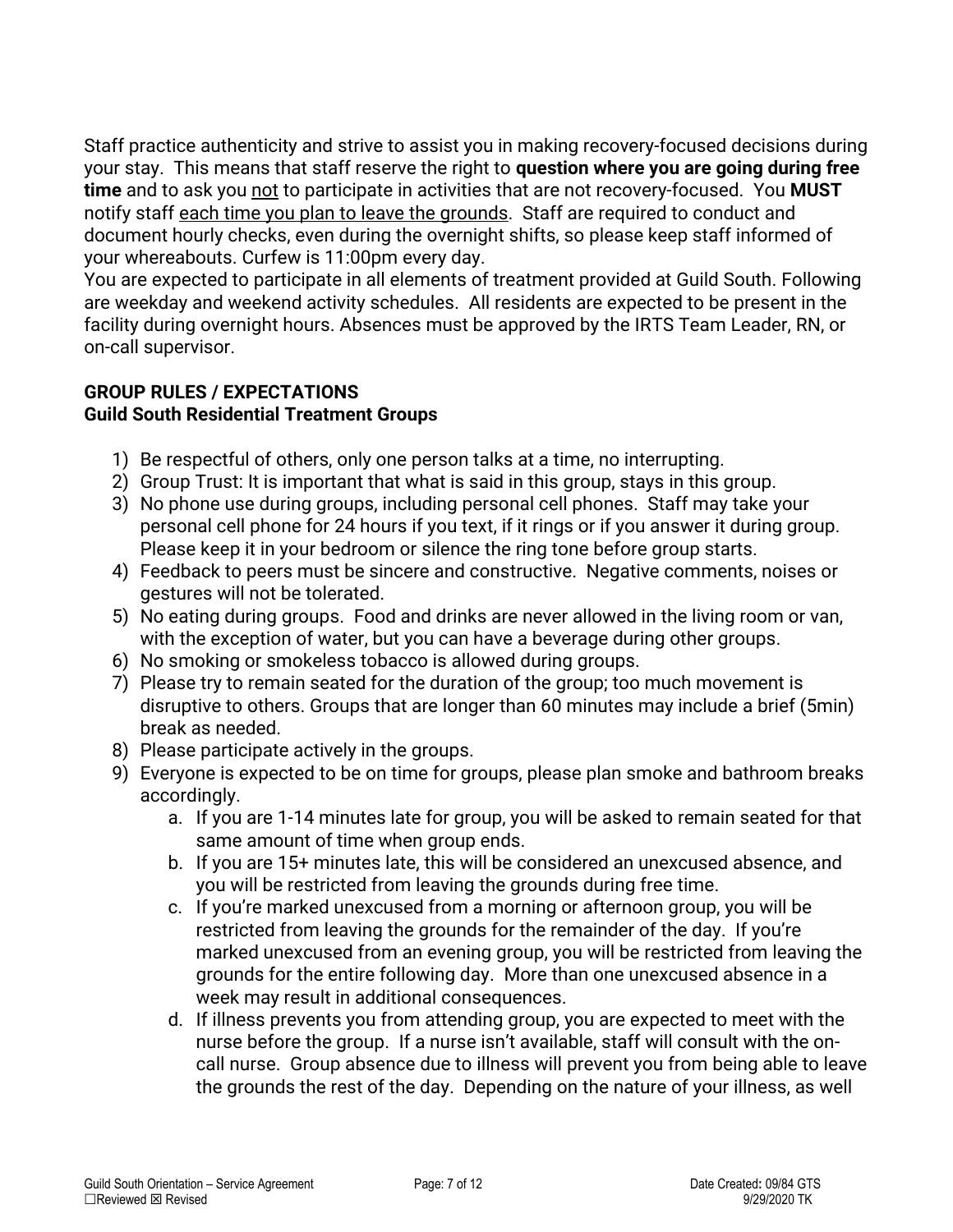Staff practice authenticity and strive to assist you in making recovery-focused decisions during your stay. This means that staff reserve the right to **question where you are going during free time** and to ask you not to participate in activities that are not recovery-focused. You **MUST** notify staff each time you plan to leave the grounds. Staff are required to conduct and document hourly checks, even during the overnight shifts, so please keep staff informed of your whereabouts. Curfew is 11:00pm every day.

You are expected to participate in all elements of treatment provided at Guild South. Following are weekday and weekend activity schedules. All residents are expected to be present in the facility during overnight hours. Absences must be approved by the IRTS Team Leader, RN, or on-call supervisor.

**GROUP RULES / EXPECTATIONS**
**Guild South Residential Treatment Groups**

1) Be respectful of others, only one person talks at a time, no interrupting.
2) Group Trust: It is important that what is said in this group, stays in this group.
3) No phone use during groups, including personal cell phones. Staff may take your personal cell phone for 24 hours if you text, if it rings or if you answer it during group. Please keep it in your bedroom or silence the ring tone before group starts.
4) Feedback to peers must be sincere and constructive. Negative comments, noises or gestures will not be tolerated.
5) No eating during groups. Food and drinks are never allowed in the living room or van, with the exception of water, but you can have a beverage during other groups.
6) No smoking or smokeless tobacco is allowed during groups.
7) Please try to remain seated for the duration of the group; too much movement is disruptive to others. Groups that are longer than 60 minutes may include a brief (5min) break as needed.
8) Please participate actively in the groups.
9) Everyone is expected to be on time for groups, please plan smoke and bathroom breaks accordingly.
   a. If you are 1-14 minutes late for group, you will be asked to remain seated for that same amount of time when group ends.
   b. If you are 15+ minutes late, this will be considered an unexcused absence, and you will be restricted from leaving the grounds during free time.
   c. If you're marked unexcused from a morning or afternoon group, you will be restricted from leaving the grounds for the remainder of the day. If you're marked unexcused from an evening group, you will be restricted from leaving the grounds for the entire following day. More than one unexcused absence in a week may result in additional consequences.
   d. If illness prevents you from attending group, you are expected to meet with the nurse before the group. If a nurse isn't available, staff will consult with the on-call nurse. Group absence due to illness will prevent you from being able to leave the grounds the rest of the day. Depending on the nature of your illness, as well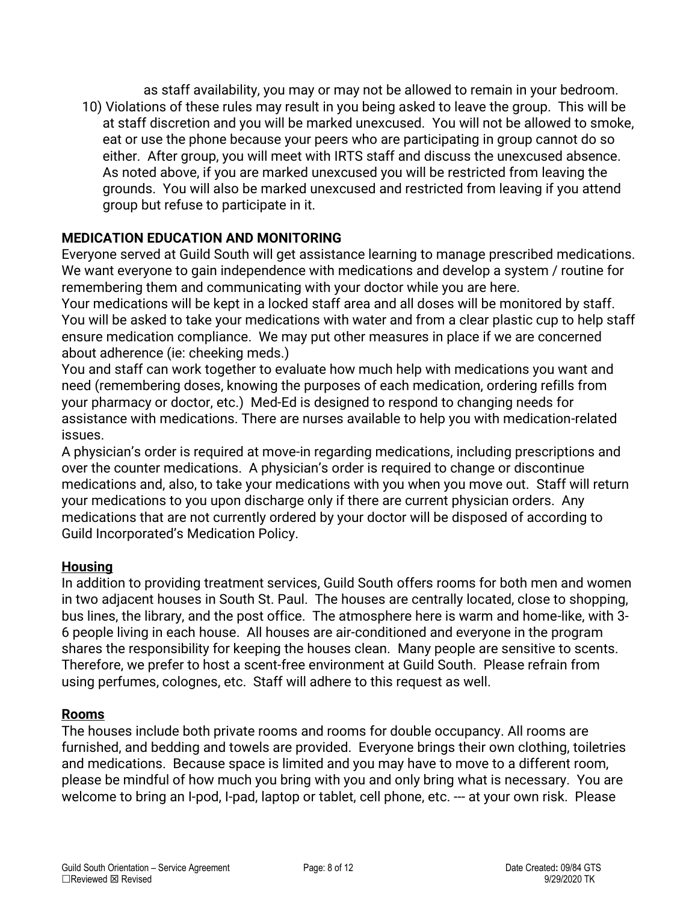as staff availability, you may or may not be allowed to remain in your bedroom.

10) Violations of these rules may result in you being asked to leave the group. This will be at staff discretion and you will be marked unexcused. You will not be allowed to smoke, eat or use the phone because your peers who are participating in group cannot do so either. After group, you will meet with IRTS staff and discuss the unexcused absence. As noted above, if you are marked unexcused you will be restricted from leaving the grounds. You will also be marked unexcused and restricted from leaving if you attend group but refuse to participate in it.

**MEDICATION EDUCATION AND MONITORING**

Everyone served at Guild South will get assistance learning to manage prescribed medications. We want everyone to gain independence with medications and develop a system / routine for remembering them and communicating with your doctor while you are here.

Your medications will be kept in a locked staff area and all doses will be monitored by staff. You will be asked to take your medications with water and from a clear plastic cup to help staff ensure medication compliance. We may put other measures in place if we are concerned about adherence (ie: cheeking meds.)

You and staff can work together to evaluate how much help with medications you want and need (remembering doses, knowing the purposes of each medication, ordering refills from your pharmacy or doctor, etc.) Med-Ed is designed to respond to changing needs for assistance with medications. There are nurses available to help you with medication-related issues.

A physician's order is required at move-in regarding medications, including prescriptions and over the counter medications. A physician's order is required to change or discontinue medications and, also, to take your medications with you when you move out. Staff will return your medications to you upon discharge only if there are current physician orders. Any medications that are not currently ordered by your doctor will be disposed of according to Guild Incorporated's Medication Policy.

**Housing**

In addition to providing treatment services, Guild South offers rooms for both men and women in two adjacent houses in South St. Paul. The houses are centrally located, close to shopping, bus lines, the library, and the post office. The atmosphere here is warm and home-like, with 3-6 people living in each house. All houses are air-conditioned and everyone in the program shares the responsibility for keeping the houses clean. Many people are sensitive to scents. Therefore, we prefer to host a scent-free environment at Guild South. Please refrain from using perfumes, colognes, etc. Staff will adhere to this request as well.

**Rooms**

The houses include both private rooms and rooms for double occupancy. All rooms are furnished, and bedding and towels are provided. Everyone brings their own clothing, toiletries and medications. Because space is limited and you may have to move to a different room, please be mindful of how much you bring with you and only bring what is necessary. You are welcome to bring an I-pod, I-pad, laptop or tablet, cell phone, etc. --- at your own risk. Please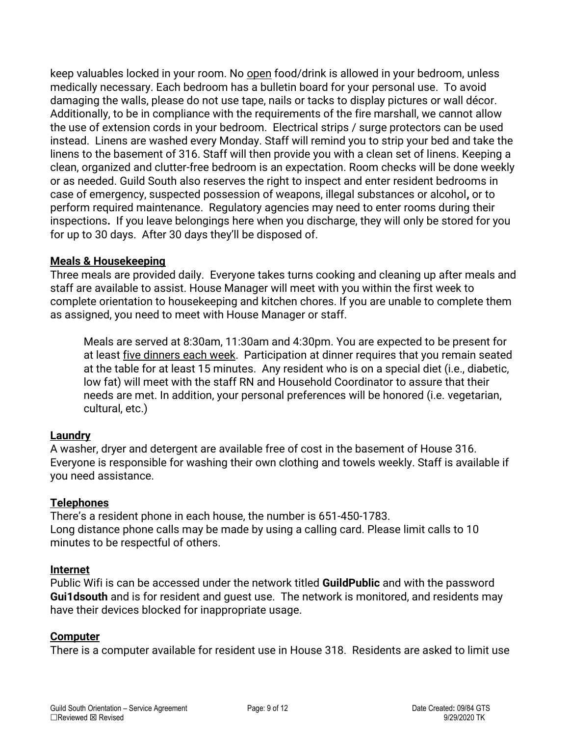keep valuables locked in your room. No <u>open</u> food/drink is allowed in your bedroom, unless medically necessary. Each bedroom has a bulletin board for your personal use. To avoid damaging the walls, please do not use tape, nails or tacks to display pictures or wall décor. Additionally, to be in compliance with the requirements of the fire marshall, we cannot allow the use of extension cords in your bedroom. Electrical strips / surge protectors can be used instead. Linens are washed every Monday. Staff will remind you to strip your bed and take the linens to the basement of 316. Staff will then provide you with a clean set of linens. Keeping a clean, organized and clutter-free bedroom is an expectation. Room checks will be done weekly or as needed. Guild South also reserves the right to inspect and enter resident bedrooms in case of emergency, suspected possession of weapons, illegal substances or alcohol**,** or to perform required maintenance. Regulatory agencies may need to enter rooms during their inspections**.** If you leave belongings here when you discharge, they will only be stored for you for up to 30 days. After 30 days they'll be disposed of.

**<u>Meals & Housekeeping</u>**

Three meals are provided daily. Everyone takes turns cooking and cleaning up after meals and staff are available to assist. House Manager will meet with you within the first week to complete orientation to housekeeping and kitchen chores. If you are unable to complete them as assigned, you need to meet with House Manager or staff.

> Meals are served at 8:30am, 11:30am and 4:30pm. You are expected to be present for at least <u>five dinners each week</u>. Participation at dinner requires that you remain seated at the table for at least 15 minutes. Any resident who is on a special diet (i.e., diabetic, low fat) will meet with the staff RN and Household Coordinator to assure that their needs are met. In addition, your personal preferences will be honored (i.e. vegetarian, cultural, etc.)

**<u>Laundry</u>**

A washer, dryer and detergent are available free of cost in the basement of House 316. Everyone is responsible for washing their own clothing and towels weekly. Staff is available if you need assistance.

**<u>Telephones</u>**

There's a resident phone in each house, the number is 651-450-1783.
Long distance phone calls may be made by using a calling card. Please limit calls to 10 minutes to be respectful of others.

**<u>Internet</u>**

Public Wifi is can be accessed under the network titled **GuildPublic** and with the password **Gui1dsouth** and is for resident and guest use. The network is monitored, and residents may have their devices blocked for inappropriate usage.

**<u>Computer</u>**

There is a computer available for resident use in House 318. Residents are asked to limit use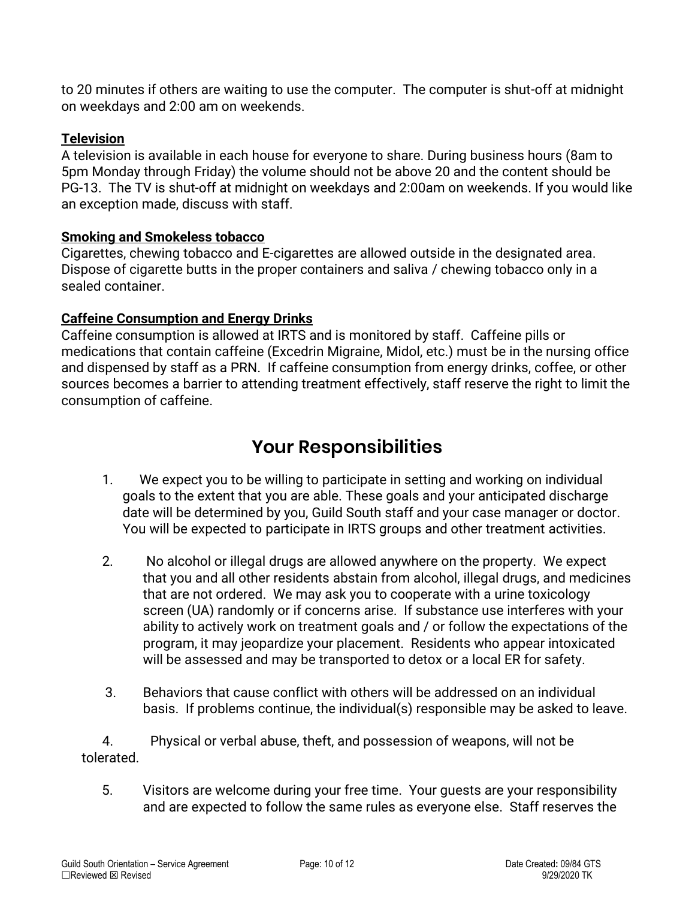to 20 minutes if others are waiting to use the computer. The computer is shut-off at midnight on weekdays and 2:00 am on weekends.

**Television**

A television is available in each house for everyone to share. During business hours (8am to 5pm Monday through Friday) the volume should not be above 20 and the content should be PG-13. The TV is shut-off at midnight on weekdays and 2:00am on weekends. If you would like an exception made, discuss with staff.

**Smoking and Smokeless tobacco**

Cigarettes, chewing tobacco and E-cigarettes are allowed outside in the designated area. Dispose of cigarette butts in the proper containers and saliva / chewing tobacco only in a sealed container.

**Caffeine Consumption and Energy Drinks**

Caffeine consumption is allowed at IRTS and is monitored by staff. Caffeine pills or medications that contain caffeine (Excedrin Migraine, Midol, etc.) must be in the nursing office and dispensed by staff as a PRN. If caffeine consumption from energy drinks, coffee, or other sources becomes a barrier to attending treatment effectively, staff reserve the right to limit the consumption of caffeine.

# Your Responsibilities

1. We expect you to be willing to participate in setting and working on individual goals to the extent that you are able. These goals and your anticipated discharge date will be determined by you, Guild South staff and your case manager or doctor. You will be expected to participate in IRTS groups and other treatment activities.

2. No alcohol or illegal drugs are allowed anywhere on the property. We expect that you and all other residents abstain from alcohol, illegal drugs, and medicines that are not ordered. We may ask you to cooperate with a urine toxicology screen (UA) randomly or if concerns arise. If substance use interferes with your ability to actively work on treatment goals and / or follow the expectations of the program, it may jeopardize your placement. Residents who appear intoxicated will be assessed and may be transported to detox or a local ER for safety.

3. Behaviors that cause conflict with others will be addressed on an individual basis. If problems continue, the individual(s) responsible may be asked to leave.

4. Physical or verbal abuse, theft, and possession of weapons, will not be tolerated.

5. Visitors are welcome during your free time. Your guests are your responsibility and are expected to follow the same rules as everyone else. Staff reserves the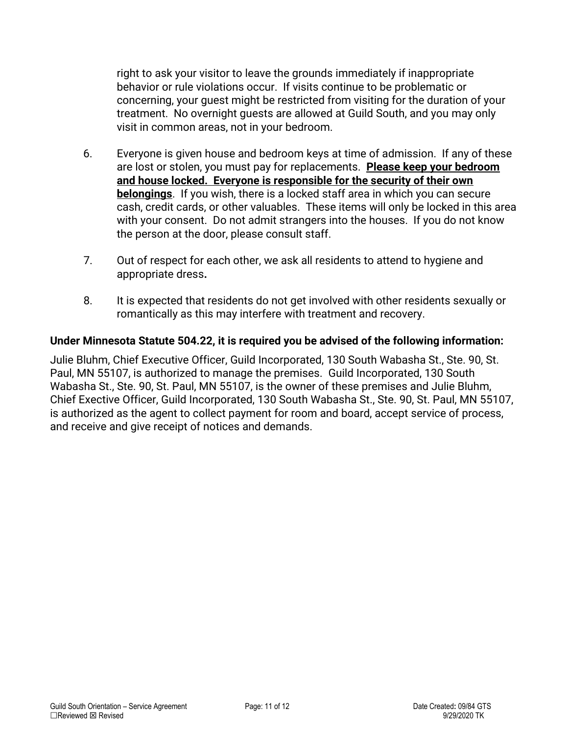right to ask your visitor to leave the grounds immediately if inappropriate behavior or rule violations occur. If visits continue to be problematic or concerning, your guest might be restricted from visiting for the duration of your treatment. No overnight guests are allowed at Guild South, and you may only visit in common areas, not in your bedroom.

6. Everyone is given house and bedroom keys at time of admission. If any of these are lost or stolen, you must pay for replacements. **Please keep your bedroom and house locked. Everyone is responsible for the security of their own belongings**. If you wish, there is a locked staff area in which you can secure cash, credit cards, or other valuables. These items will only be locked in this area with your consent. Do not admit strangers into the houses. If you do not know the person at the door, please consult staff.

7. Out of respect for each other, we ask all residents to attend to hygiene and appropriate dress**.**

8. It is expected that residents do not get involved with other residents sexually or romantically as this may interfere with treatment and recovery.

**Under Minnesota Statute 504.22, it is required you be advised of the following information:**

Julie Bluhm, Chief Executive Officer, Guild Incorporated, 130 South Wabasha St., Ste. 90, St. Paul, MN 55107, is authorized to manage the premises. Guild Incorporated, 130 South Wabasha St., Ste. 90, St. Paul, MN 55107, is the owner of these premises and Julie Bluhm, Chief Exective Officer, Guild Incorporated, 130 South Wabasha St., Ste. 90, St. Paul, MN 55107, is authorized as the agent to collect payment for room and board, accept service of process, and receive and give receipt of notices and demands.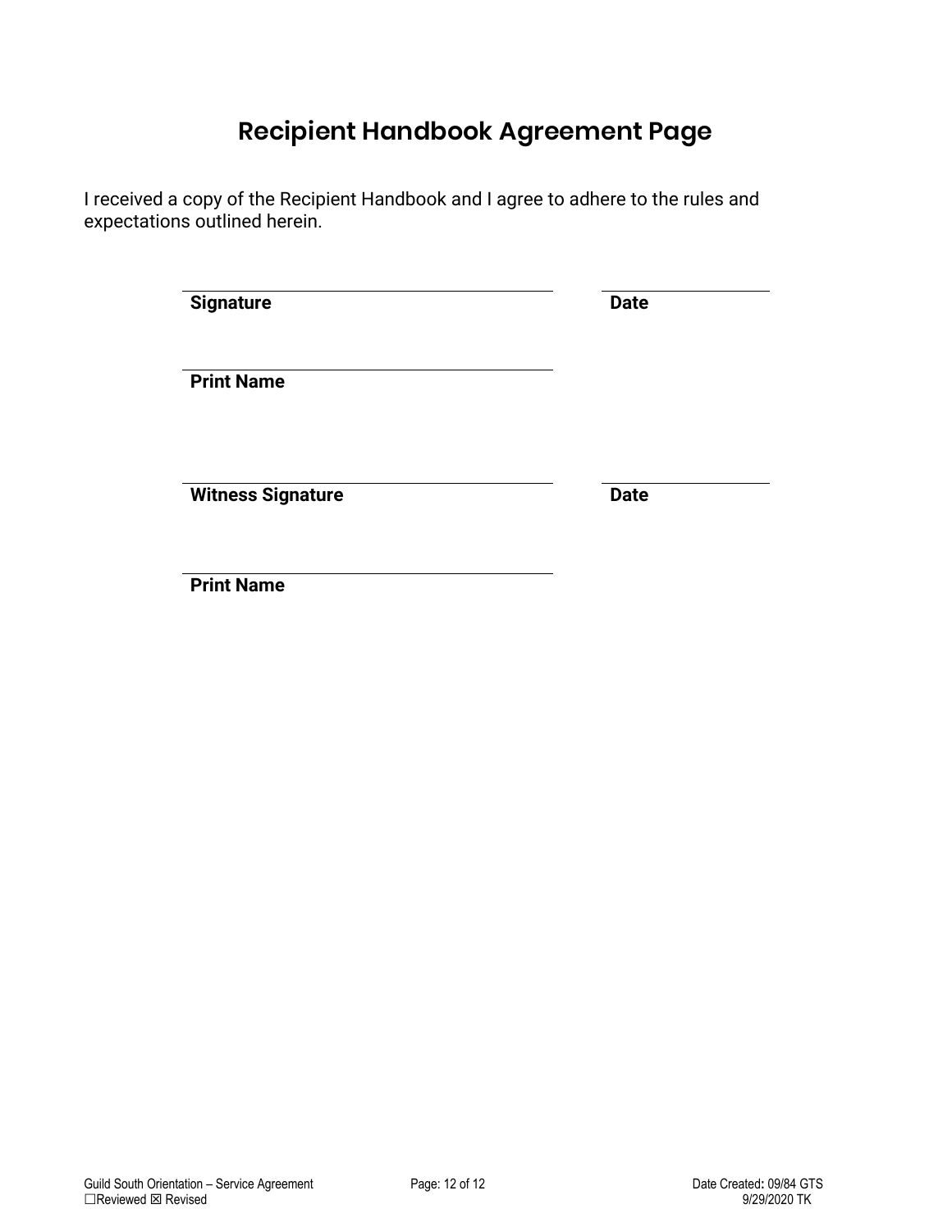# Recipient Handbook Agreement Page

I received a copy of the Recipient Handbook and I agree to adhere to the rules and expectations outlined herein.

______________________________ ______________

**Signature** **Date**

______________________________

**Print Name**

______________________________ ______________

**Witness Signature** **Date**

______________________________

**Print Name**